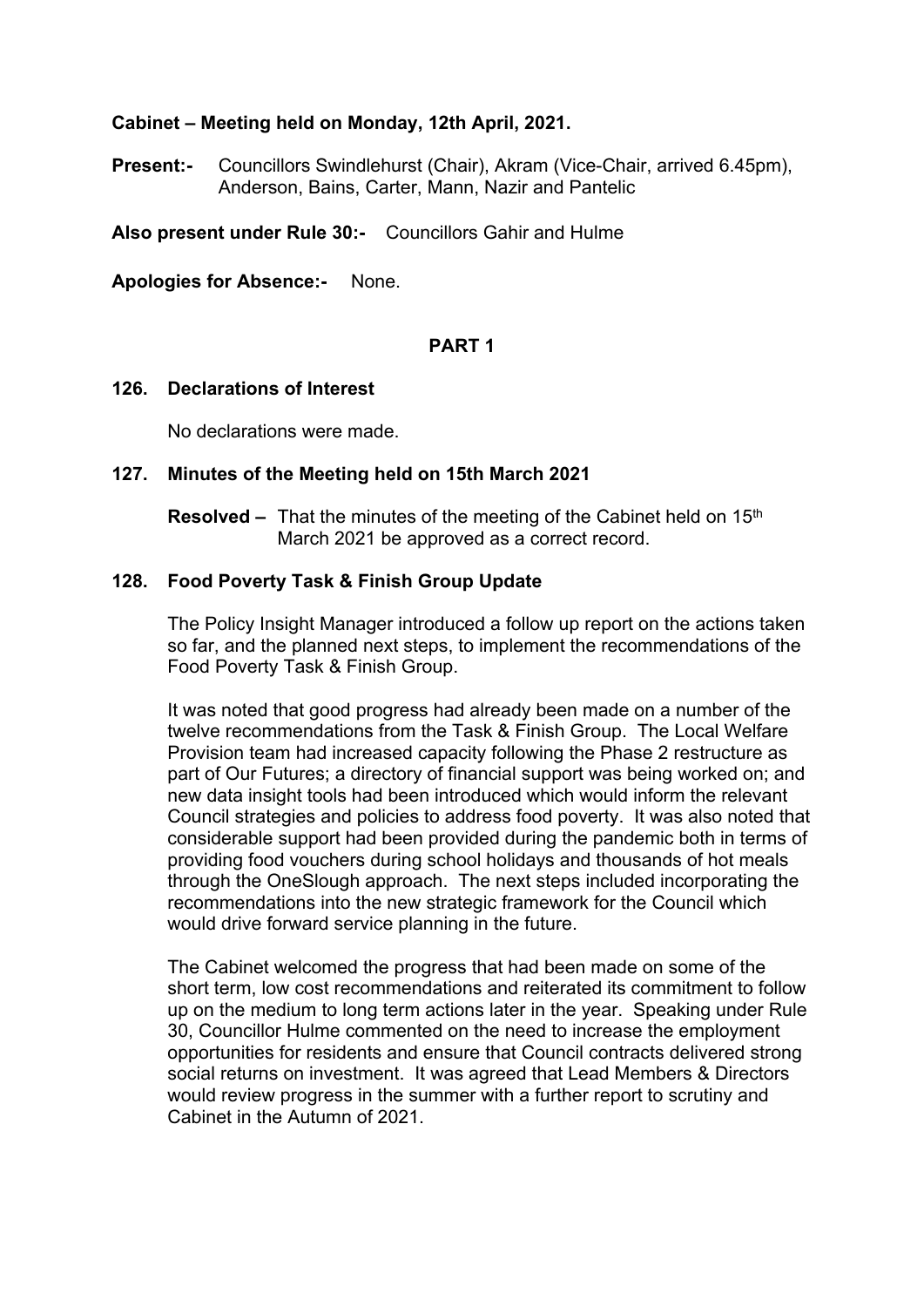**Cabinet – Meeting held on Monday, 12th April, 2021.**

**Present:-** Councillors Swindlehurst (Chair), Akram (Vice-Chair, arrived 6.45pm), Anderson, Bains, Carter, Mann, Nazir and Pantelic

**Also present under Rule 30:-** Councillors Gahir and Hulme

**Apologies for Absence:-** None.

## PART 1

### 126. Declarations of Interest

No declarations were made.

### 127. Minutes of the Meeting held on 15th March 2021

**Resolved –** That the minutes of the meeting of the Cabinet held on 15th March 2021 be approved as a correct record.

### 128. Food Poverty Task & Finish Group Update

The Policy Insight Manager introduced a follow up report on the actions taken so far, and the planned next steps, to implement the recommendations of the Food Poverty Task & Finish Group.

It was noted that good progress had already been made on a number of the twelve recommendations from the Task & Finish Group. The Local Welfare Provision team had increased capacity following the Phase 2 restructure as part of Our Futures; a directory of financial support was being worked on; and new data insight tools had been introduced which would inform the relevant Council strategies and policies to address food poverty. It was also noted that considerable support had been provided during the pandemic both in terms of providing food vouchers during school holidays and thousands of hot meals through the OneSlough approach. The next steps included incorporating the recommendations into the new strategic framework for the Council which would drive forward service planning in the future.

The Cabinet welcomed the progress that had been made on some of the short term, low cost recommendations and reiterated its commitment to follow up on the medium to long term actions later in the year. Speaking under Rule 30, Councillor Hulme commented on the need to increase the employment opportunities for residents and ensure that Council contracts delivered strong social returns on investment. It was agreed that Lead Members & Directors would review progress in the summer with a further report to scrutiny and Cabinet in the Autumn of 2021.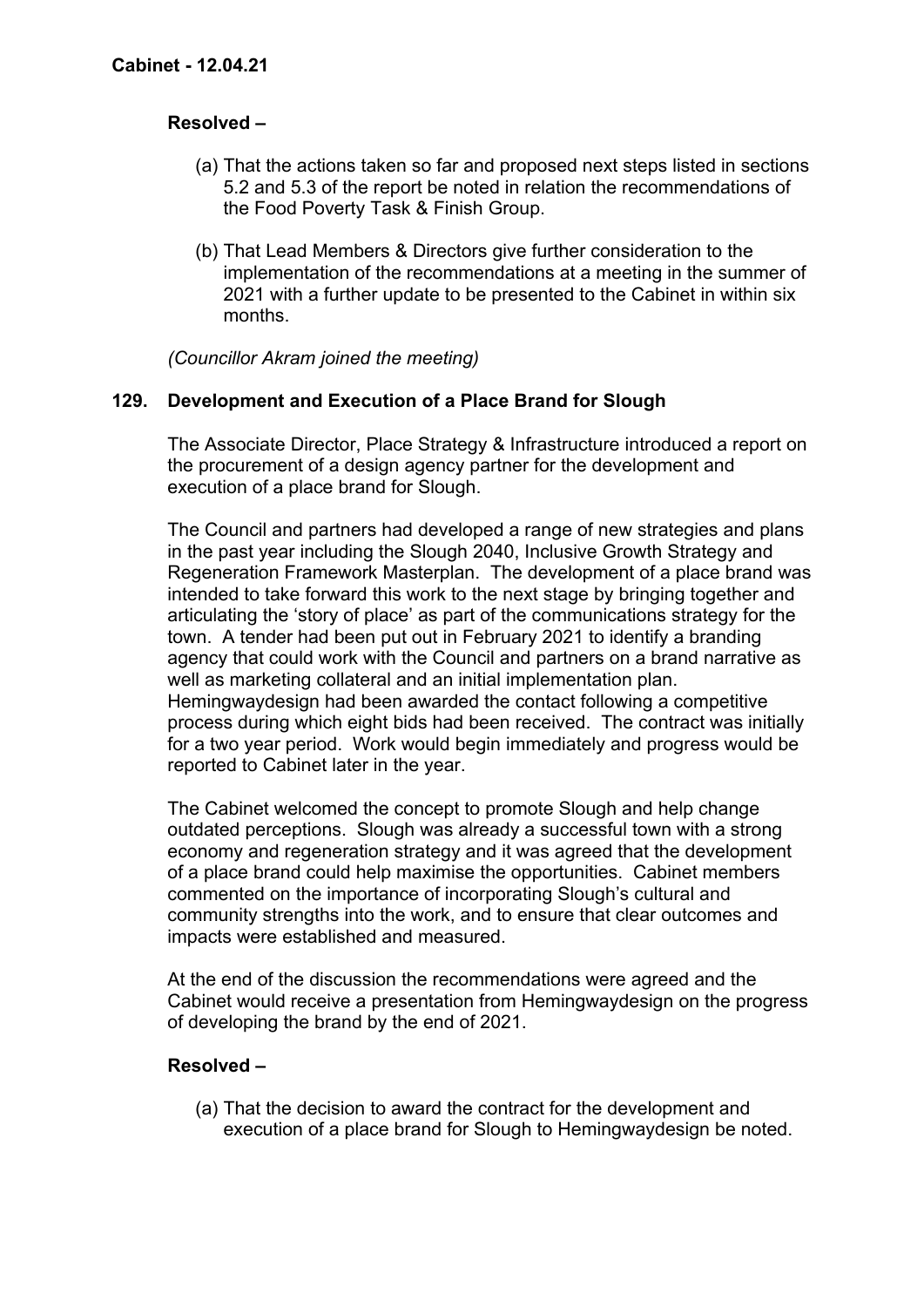**Resolved –**

(a) That the actions taken so far and proposed next steps listed in sections 5.2 and 5.3 of the report be noted in relation the recommendations of the Food Poverty Task & Finish Group.

(b) That Lead Members & Directors give further consideration to the implementation of the recommendations at a meeting in the summer of 2021 with a further update to be presented to the Cabinet in within six months.

*(Councillor Akram joined the meeting)*

## 129. Development and Execution of a Place Brand for Slough

The Associate Director, Place Strategy & Infrastructure introduced a report on the procurement of a design agency partner for the development and execution of a place brand for Slough.

The Council and partners had developed a range of new strategies and plans in the past year including the Slough 2040, Inclusive Growth Strategy and Regeneration Framework Masterplan. The development of a place brand was intended to take forward this work to the next stage by bringing together and articulating the 'story of place' as part of the communications strategy for the town. A tender had been put out in February 2021 to identify a branding agency that could work with the Council and partners on a brand narrative as well as marketing collateral and an initial implementation plan. Hemingwaydesign had been awarded the contact following a competitive process during which eight bids had been received. The contract was initially for a two year period. Work would begin immediately and progress would be reported to Cabinet later in the year.

The Cabinet welcomed the concept to promote Slough and help change outdated perceptions. Slough was already a successful town with a strong economy and regeneration strategy and it was agreed that the development of a place brand could help maximise the opportunities. Cabinet members commented on the importance of incorporating Slough's cultural and community strengths into the work, and to ensure that clear outcomes and impacts were established and measured.

At the end of the discussion the recommendations were agreed and the Cabinet would receive a presentation from Hemingwaydesign on the progress of developing the brand by the end of 2021.

**Resolved –**

(a) That the decision to award the contract for the development and execution of a place brand for Slough to Hemingwaydesign be noted.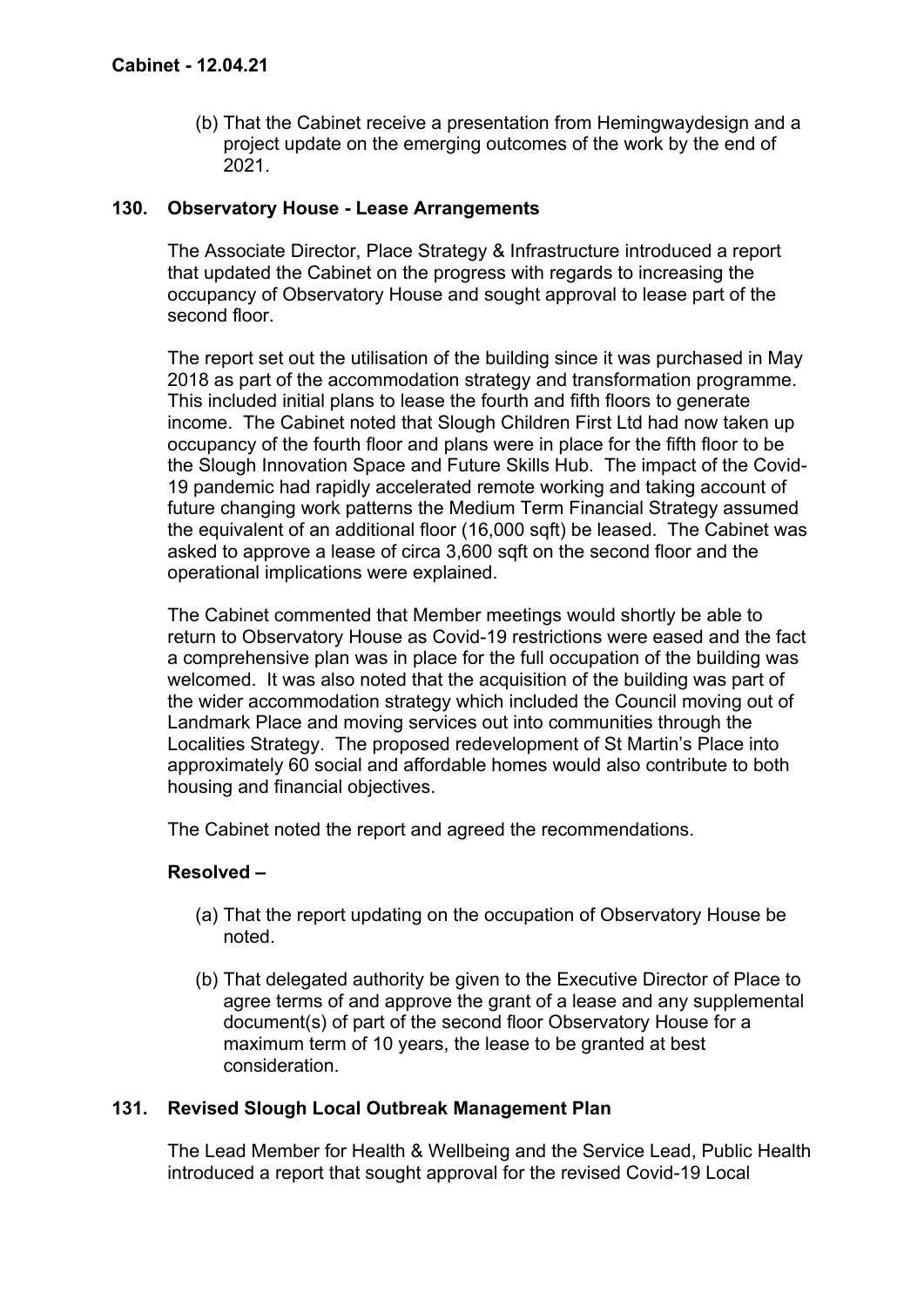(b) That the Cabinet receive a presentation from Hemingwaydesign and a project update on the emerging outcomes of the work by the end of 2021.

## 130. Observatory House - Lease Arrangements

The Associate Director, Place Strategy & Infrastructure introduced a report that updated the Cabinet on the progress with regards to increasing the occupancy of Observatory House and sought approval to lease part of the second floor.

The report set out the utilisation of the building since it was purchased in May 2018 as part of the accommodation strategy and transformation programme. This included initial plans to lease the fourth and fifth floors to generate income. The Cabinet noted that Slough Children First Ltd had now taken up occupancy of the fourth floor and plans were in place for the fifth floor to be the Slough Innovation Space and Future Skills Hub. The impact of the Covid-19 pandemic had rapidly accelerated remote working and taking account of future changing work patterns the Medium Term Financial Strategy assumed the equivalent of an additional floor (16,000 sqft) be leased. The Cabinet was asked to approve a lease of circa 3,600 sqft on the second floor and the operational implications were explained.

The Cabinet commented that Member meetings would shortly be able to return to Observatory House as Covid-19 restrictions were eased and the fact a comprehensive plan was in place for the full occupation of the building was welcomed. It was also noted that the acquisition of the building was part of the wider accommodation strategy which included the Council moving out of Landmark Place and moving services out into communities through the Localities Strategy. The proposed redevelopment of St Martin's Place into approximately 60 social and affordable homes would also contribute to both housing and financial objectives.

The Cabinet noted the report and agreed the recommendations.

**Resolved –**

(a) That the report updating on the occupation of Observatory House be noted.

(b) That delegated authority be given to the Executive Director of Place to agree terms of and approve the grant of a lease and any supplemental document(s) of part of the second floor Observatory House for a maximum term of 10 years, the lease to be granted at best consideration.

## 131. Revised Slough Local Outbreak Management Plan

The Lead Member for Health & Wellbeing and the Service Lead, Public Health introduced a report that sought approval for the revised Covid-19 Local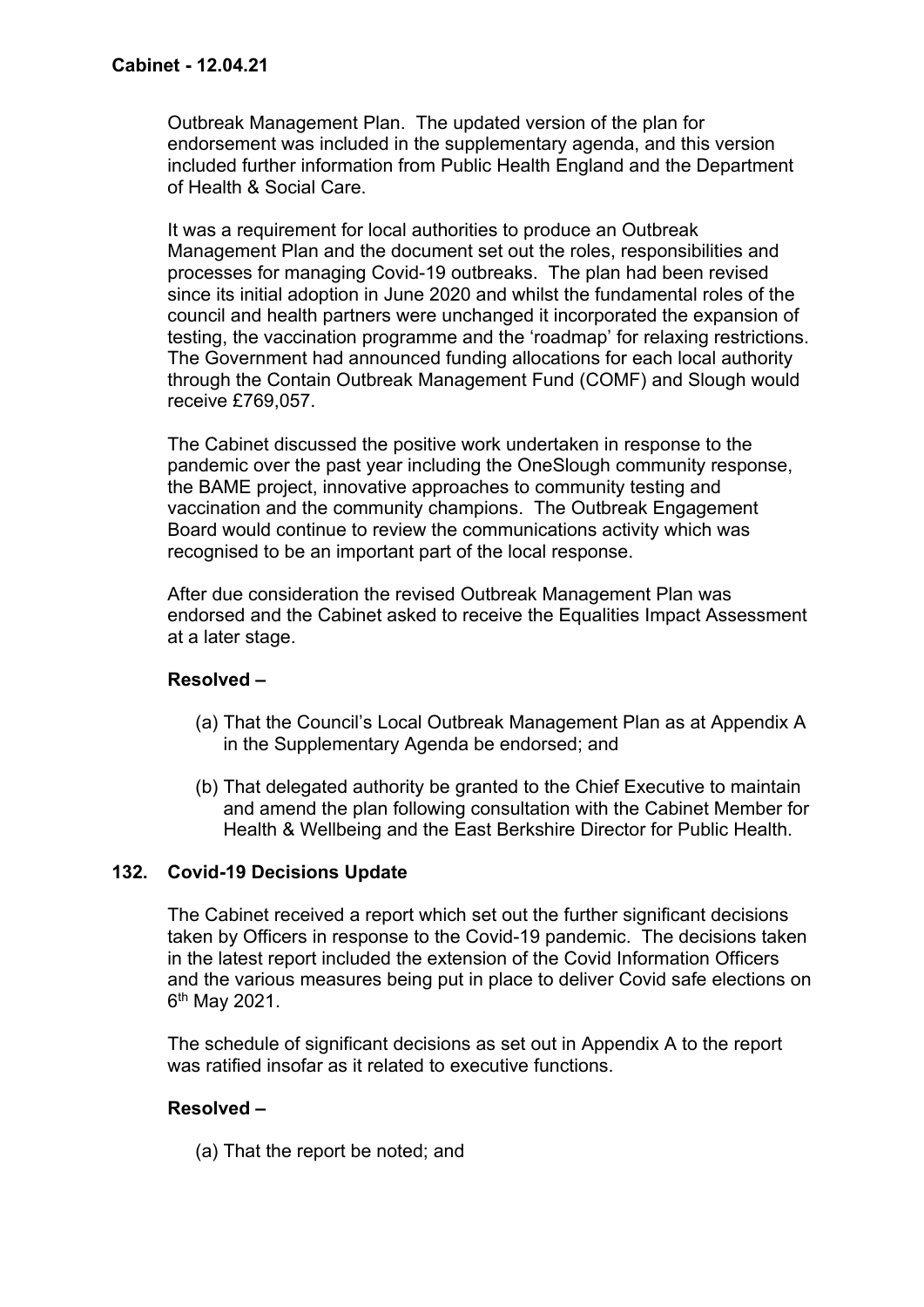Outbreak Management Plan. The updated version of the plan for endorsement was included in the supplementary agenda, and this version included further information from Public Health England and the Department of Health & Social Care.

It was a requirement for local authorities to produce an Outbreak Management Plan and the document set out the roles, responsibilities and processes for managing Covid-19 outbreaks. The plan had been revised since its initial adoption in June 2020 and whilst the fundamental roles of the council and health partners were unchanged it incorporated the expansion of testing, the vaccination programme and the 'roadmap' for relaxing restrictions. The Government had announced funding allocations for each local authority through the Contain Outbreak Management Fund (COMF) and Slough would receive £769,057.

The Cabinet discussed the positive work undertaken in response to the pandemic over the past year including the OneSlough community response, the BAME project, innovative approaches to community testing and vaccination and the community champions. The Outbreak Engagement Board would continue to review the communications activity which was recognised to be an important part of the local response.

After due consideration the revised Outbreak Management Plan was endorsed and the Cabinet asked to receive the Equalities Impact Assessment at a later stage.

**Resolved –**

(a) That the Council's Local Outbreak Management Plan as at Appendix A in the Supplementary Agenda be endorsed; and

(b) That delegated authority be granted to the Chief Executive to maintain and amend the plan following consultation with the Cabinet Member for Health & Wellbeing and the East Berkshire Director for Public Health.

## 132. Covid-19 Decisions Update

The Cabinet received a report which set out the further significant decisions taken by Officers in response to the Covid-19 pandemic. The decisions taken in the latest report included the extension of the Covid Information Officers and the various measures being put in place to deliver Covid safe elections on 6th May 2021.

The schedule of significant decisions as set out in Appendix A to the report was ratified insofar as it related to executive functions.

**Resolved –**

(a) That the report be noted; and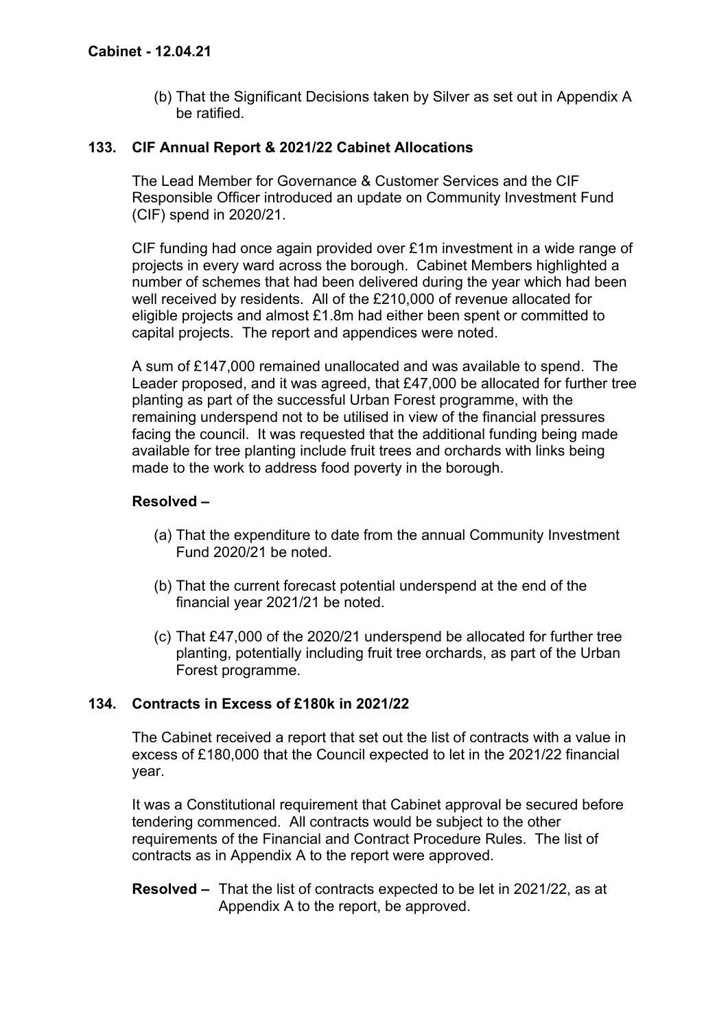(b) That the Significant Decisions taken by Silver as set out in Appendix A be ratified.

## 133. CIF Annual Report & 2021/22 Cabinet Allocations

The Lead Member for Governance & Customer Services and the CIF Responsible Officer introduced an update on Community Investment Fund (CIF) spend in 2020/21.

CIF funding had once again provided over £1m investment in a wide range of projects in every ward across the borough. Cabinet Members highlighted a number of schemes that had been delivered during the year which had been well received by residents. All of the £210,000 of revenue allocated for eligible projects and almost £1.8m had either been spent or committed to capital projects. The report and appendices were noted.

A sum of £147,000 remained unallocated and was available to spend. The Leader proposed, and it was agreed, that £47,000 be allocated for further tree planting as part of the successful Urban Forest programme, with the remaining underspend not to be utilised in view of the financial pressures facing the council. It was requested that the additional funding being made available for tree planting include fruit trees and orchards with links being made to the work to address food poverty in the borough.

**Resolved –**

(a) That the expenditure to date from the annual Community Investment Fund 2020/21 be noted.

(b) That the current forecast potential underspend at the end of the financial year 2021/21 be noted.

(c) That £47,000 of the 2020/21 underspend be allocated for further tree planting, potentially including fruit tree orchards, as part of the Urban Forest programme.

## 134. Contracts in Excess of £180k in 2021/22

The Cabinet received a report that set out the list of contracts with a value in excess of £180,000 that the Council expected to let in the 2021/22 financial year.

It was a Constitutional requirement that Cabinet approval be secured before tendering commenced. All contracts would be subject to the other requirements of the Financial and Contract Procedure Rules. The list of contracts as in Appendix A to the report were approved.

**Resolved –** That the list of contracts expected to be let in 2021/22, as at Appendix A to the report, be approved.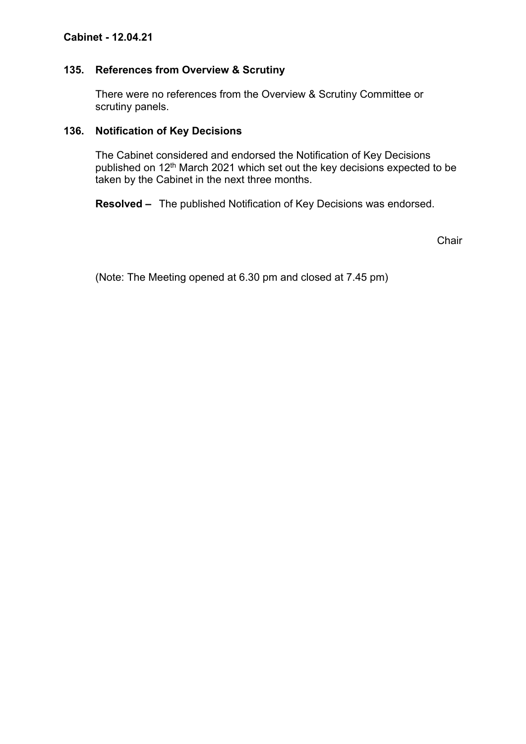## 135. References from Overview & Scrutiny

There were no references from the Overview & Scrutiny Committee or scrutiny panels.

## 136. Notification of Key Decisions

The Cabinet considered and endorsed the Notification of Key Decisions published on 12th March 2021 which set out the key decisions expected to be taken by the Cabinet in the next three months.

**Resolved –** The published Notification of Key Decisions was endorsed.

Chair

(Note: The Meeting opened at 6.30 pm and closed at 7.45 pm)